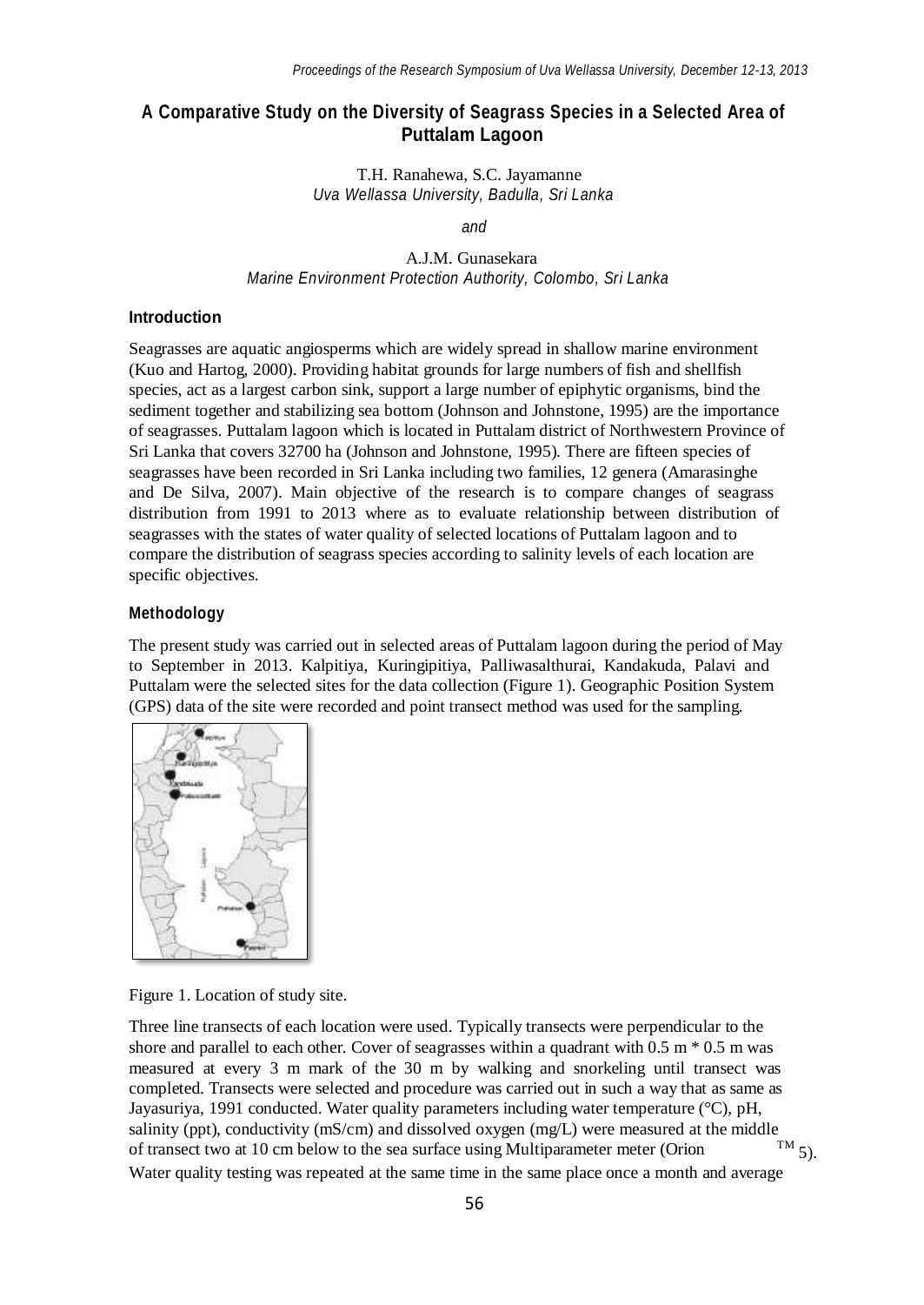# A Comparative Study on the Diversity of Seagrass Species in a Selected Area of Puttalam Lagoon

T.H. Ranahewa, S.C. Jayamanne
*Uva Wellassa University, Badulla, Sri Lanka*

*and*

A.J.M. Gunasekara
*Marine Environment Protection Authority, Colombo, Sri Lanka*

## Introduction

Seagrasses are aquatic angiosperms which are widely spread in shallow marine environment (Kuo and Hartog, 2000). Providing habitat grounds for large numbers of fish and shellfish species, act as a largest carbon sink, support a large number of epiphytic organisms, bind the sediment together and stabilizing sea bottom (Johnson and Johnstone, 1995) are the importance of seagrasses. Puttalam lagoon which is located in Puttalam district of Northwestern Province of Sri Lanka that covers 32700 ha (Johnson and Johnstone, 1995). There are fifteen species of seagrasses have been recorded in Sri Lanka including two families, 12 genera (Amarasinghe and De Silva, 2007). Main objective of the research is to compare changes of seagrass distribution from 1991 to 2013 where as to evaluate relationship between distribution of seagrasses with the states of water quality of selected locations of Puttalam lagoon and to compare the distribution of seagrass species according to salinity levels of each location are specific objectives.

## Methodology

The present study was carried out in selected areas of Puttalam lagoon during the period of May to September in 2013. Kalpitiya, Kuringipitiya, Palliwasalthurai, Kandakuda, Palavi and Puttalam were the selected sites for the data collection (Figure 1). Geographic Position System (GPS) data of the site were recorded and point transect method was used for the sampling.

Figure 1. Location of study site.

Three line transects of each location were used. Typically transects were perpendicular to the shore and parallel to each other. Cover of seagrasses within a quadrant with 0.5 m * 0.5 m was measured at every 3 m mark of the 30 m by walking and snorkeling until transect was completed. Transects were selected and procedure was carried out in such a way that as same as Jayasuriya, 1991 conducted. Water quality parameters including water temperature (°C), pH, salinity (ppt), conductivity (mS/cm) and dissolved oxygen (mg/L) were measured at the middle of transect two at 10 cm below to the sea surface using Multiparameter meter (Orion™ 5). Water quality testing was repeated at the same time in the same place once a month and average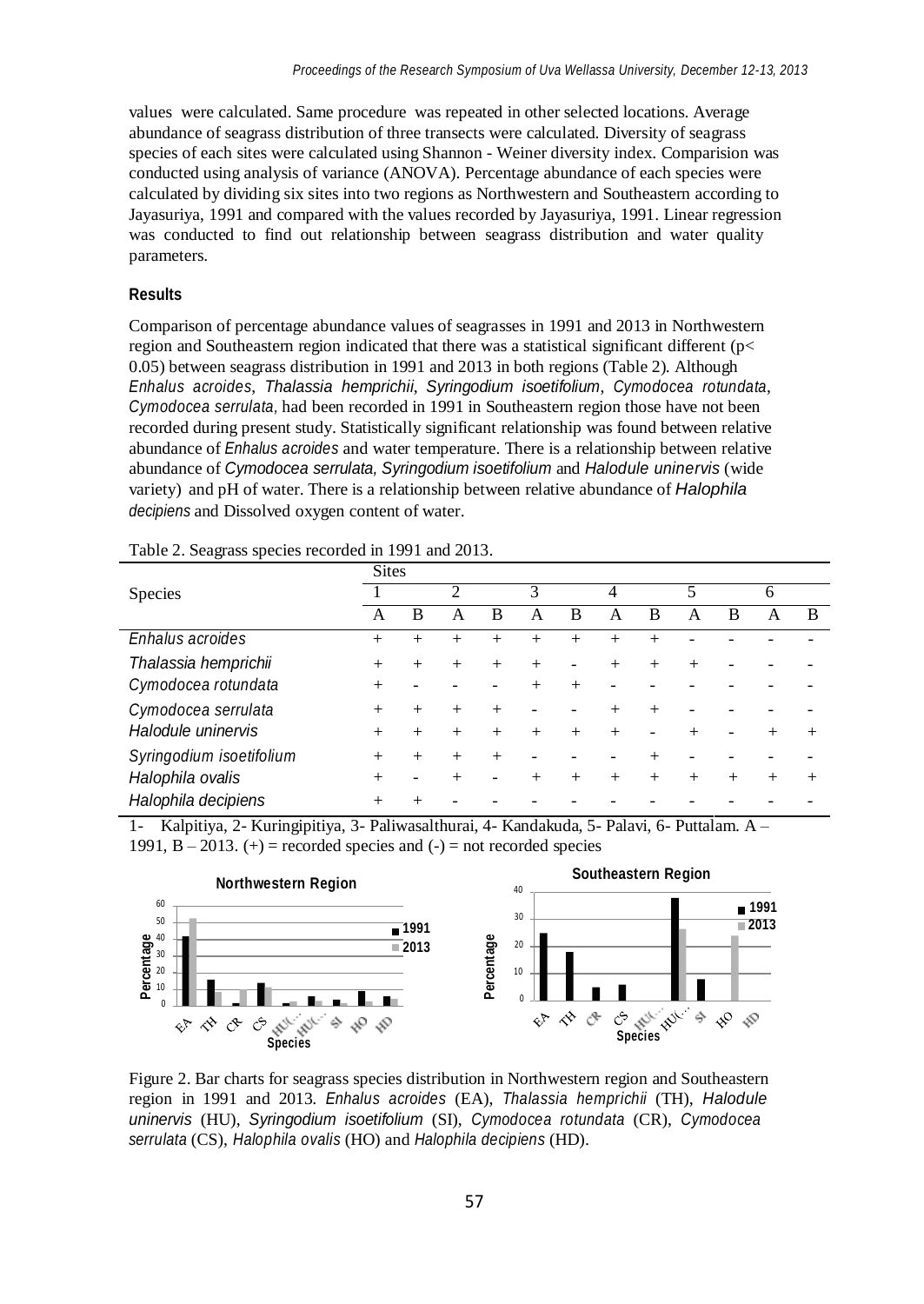values were calculated. Same procedure was repeated in other selected locations. Average abundance of seagrass distribution of three transects were calculated. Diversity of seagrass species of each sites were calculated using Shannon - Weiner diversity index. Comparision was conducted using analysis of variance (ANOVA). Percentage abundance of each species were calculated by dividing six sites into two regions as Northwestern and Southeastern according to Jayasuriya, 1991 and compared with the values recorded by Jayasuriya, 1991. Linear regression was conducted to find out relationship between seagrass distribution and water quality parameters.

## Results

Comparison of percentage abundance values of seagrasses in 1991 and 2013 in Northwestern region and Southeastern region indicated that there was a statistical significant different ($p < 0.05$) between seagrass distribution in 1991 and 2013 in both regions (Table 2). Although *Enhalus acroides*, *Thalassia hemprichii*, *Syringodium isoetifolium*, *Cymodocea rotundata*, *Cymodocea serrulata*, had been recorded in 1991 in Southeastern region those have not been recorded during present study. Statistically significant relationship was found between relative abundance of *Enhalus acroides* and water temperature. There is a relationship between relative abundance of *Cymodocea serrulata, Syringodium isoetifolium* and *Halodule uninervis* (wide variety) and pH of water. There is a relationship between relative abundance of *Halophila decipiens* and Dissolved oxygen content of water.

Table 2. Seagrass species recorded in 1991 and 2013.

| Species | Sites | | | | | | | | | | | |
|---|---|---|---|---|---|---|---|---|---|---|---|---|
| | 1 | | 2 | | 3 | | 4 | | 5 | | 6 | |
| | A | B | A | B | A | B | A | B | A | B | A | B |
| *Enhalus acroides* | + | + | + | + | + | + | + | + | - | - | - | - |
| *Thalassia hemprichii* | + | + | + | + | + | - | + | + | + | - | - | - |
| *Cymodocea rotundata* | + | - | - | - | + | + | - | - | - | - | - | - |
| *Cymodocea serrulata* | + | + | + | + | - | - | + | + | - | - | - | - |
| *Halodule uninervis* | + | + | + | + | + | + | + | - | + | - | + | + |
| *Syringodium isoetifolium* | + | + | + | + | - | - | - | + | - | - | - | - |
| *Halophila ovalis* | + | - | + | - | + | + | + | + | + | + | + | + |
| *Halophila decipiens* | + | + | - | - | - | - | - | - | - | - | - | - |

1- Kalpitiya, 2- Kuringipitiya, 3- Paliwasalthurai, 4- Kandakuda, 5- Palavi, 6- Puttalam. A – 1991, B – 2013. (+) = recorded species and (-) = not recorded species

Figure 2. Bar charts for seagrass species distribution in Northwestern region and Southeastern region in 1991 and 2013. *Enhalus acroides* (EA), *Thalassia hemprichii* (TH), *Halodule uninervis* (HU), *Syringodium isoetifolium* (SI), *Cymodocea rotundata* (CR), *Cymodocea serrulata* (CS), *Halophila ovalis* (HO) and *Halophila decipiens* (HD).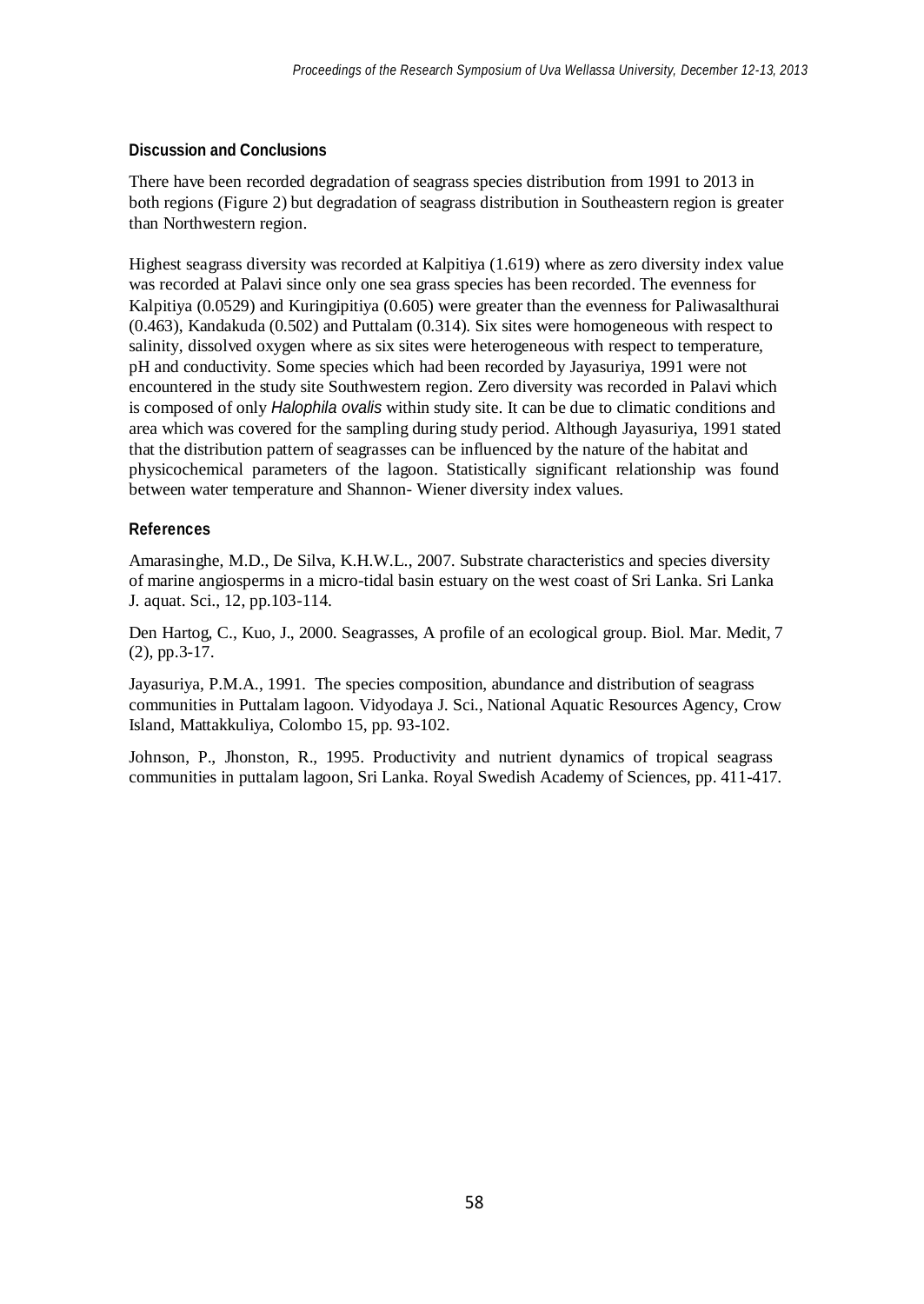## Discussion and Conclusions

There have been recorded degradation of seagrass species distribution from 1991 to 2013 in both regions (Figure 2) but degradation of seagrass distribution in Southeastern region is greater than Northwestern region.

Highest seagrass diversity was recorded at Kalpitiya (1.619) where as zero diversity index value was recorded at Palavi since only one sea grass species has been recorded. The evenness for Kalpitiya (0.0529) and Kuringipitiya (0.605) were greater than the evenness for Paliwasalthurai (0.463), Kandakuda (0.502) and Puttalam (0.314). Six sites were homogeneous with respect to salinity, dissolved oxygen where as six sites were heterogeneous with respect to temperature, pH and conductivity. Some species which had been recorded by Jayasuriya, 1991 were not encountered in the study site Southwestern region. Zero diversity was recorded in Palavi which is composed of only *Halophila ovalis* within study site. It can be due to climatic conditions and area which was covered for the sampling during study period. Although Jayasuriya, 1991 stated that the distribution pattern of seagrasses can be influenced by the nature of the habitat and physicochemical parameters of the lagoon. Statistically significant relationship was found between water temperature and Shannon- Wiener diversity index values.

## References

Amarasinghe, M.D., De Silva, K.H.W.L., 2007. Substrate characteristics and species diversity of marine angiosperms in a micro-tidal basin estuary on the west coast of Sri Lanka. Sri Lanka J. aquat. Sci., 12, pp.103-114.

Den Hartog, C., Kuo, J., 2000. Seagrasses, A profile of an ecological group. Biol. Mar. Medit, 7 (2), pp.3-17.

Jayasuriya, P.M.A., 1991. The species composition, abundance and distribution of seagrass communities in Puttalam lagoon. Vidyodaya J. Sci., National Aquatic Resources Agency, Crow Island, Mattakkuliya, Colombo 15, pp. 93-102.

Johnson, P., Jhonston, R., 1995. Productivity and nutrient dynamics of tropical seagrass communities in puttalam lagoon, Sri Lanka. Royal Swedish Academy of Sciences, pp. 411-417.